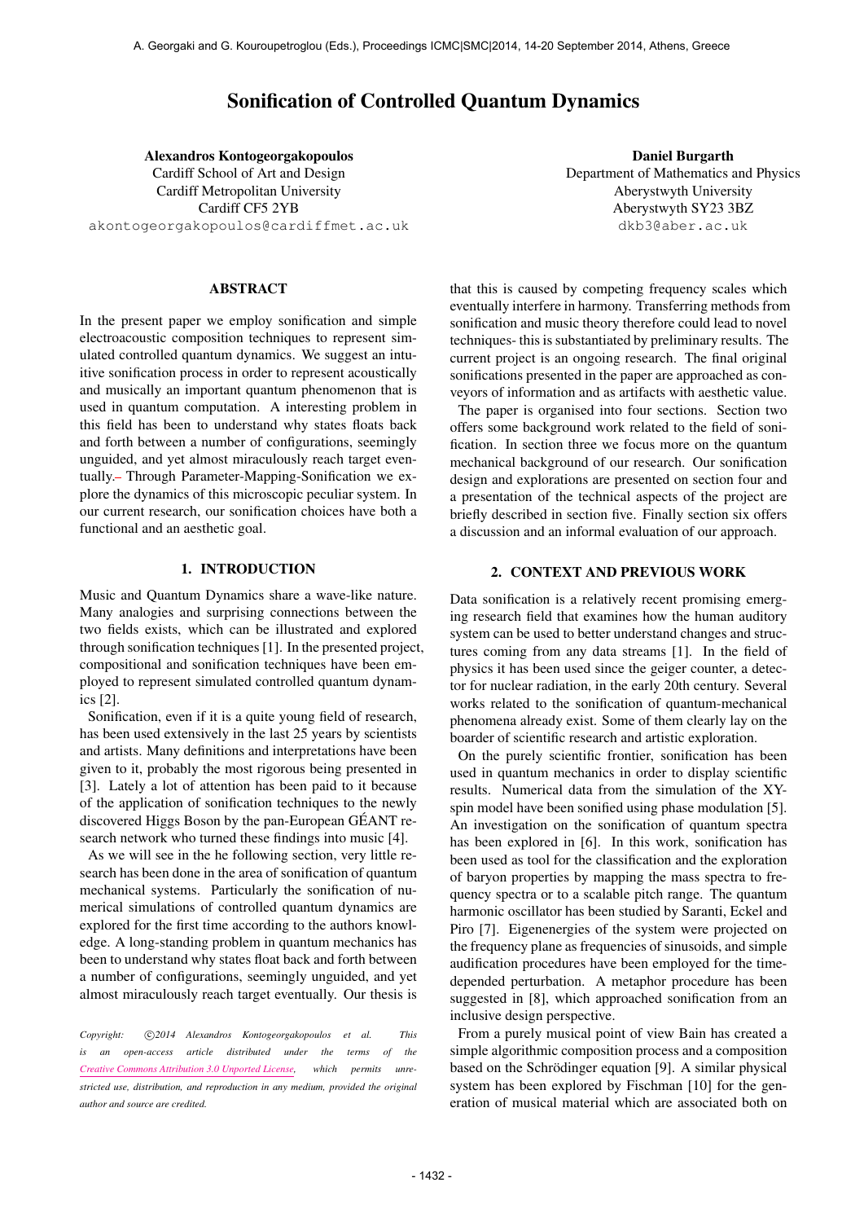# Sonification of Controlled Quantum Dynamics

**Alexandros Kontogeorgakopoulos**
Cardiff School of Art and Design
Cardiff Metropolitan University
Cardiff CF5 2YB
akontogeorgakopoulos@cardiffmet.ac.uk

**Daniel Burgarth**
Department of Mathematics and Physics
Aberystwyth University
Aberystwyth SY23 3BZ
dkb3@aber.ac.uk

## ABSTRACT

In the present paper we employ sonification and simple electroacoustic composition techniques to represent simulated controlled quantum dynamics. We suggest an intuitive sonification process in order to represent acoustically and musically an important quantum phenomenon that is used in quantum computation. A interesting problem in this field has been to understand why states floats back and forth between a number of configurations, seemingly unguided, and yet almost miraculously reach target eventually. Through Parameter-Mapping-Sonification we explore the dynamics of this microscopic peculiar system. In our current research, our sonification choices have both a functional and an aesthetic goal.

## 1. INTRODUCTION

Music and Quantum Dynamics share a wave-like nature. Many analogies and surprising connections between the two fields exists, which can be illustrated and explored through sonification techniques [1]. In the presented project, compositional and sonification techniques have been employed to represent simulated controlled quantum dynamics [2].

Sonification, even if it is a quite young field of research, has been used extensively in the last 25 years by scientists and artists. Many definitions and interpretations have been given to it, probably the most rigorous being presented in [3]. Lately a lot of attention has been paid to it because of the application of sonification techniques to the newly discovered Higgs Boson by the pan-European GÉANT research network who turned these findings into music [4].

As we will see in the he following section, very little research has been done in the area of sonification of quantum mechanical systems. Particularly the sonification of numerical simulations of controlled quantum dynamics are explored for the first time according to the authors knowledge. A long-standing problem in quantum mechanics has been to understand why states float back and forth between a number of configurations, seemingly unguided, and yet almost miraculously reach target eventually. Our thesis is that this is caused by competing frequency scales which eventually interfere in harmony. Transferring methods from sonification and music theory therefore could lead to novel techniques- this is substantiated by preliminary results. The current project is an ongoing research. The final original sonifications presented in the paper are approached as conveyors of information and as artifacts with aesthetic value.

The paper is organised into four sections. Section two offers some background work related to the field of sonification. In section three we focus more on the quantum mechanical background of our research. Our sonification design and explorations are presented on section four and a presentation of the technical aspects of the project are briefly described in section five. Finally section six offers a discussion and an informal evaluation of our approach.

## 2. CONTEXT AND PREVIOUS WORK

Data sonification is a relatively recent promising emerging research field that examines how the human auditory system can be used to better understand changes and structures coming from any data streams [1]. In the field of physics it has been used since the geiger counter, a detector for nuclear radiation, in the early 20th century. Several works related to the sonification of quantum-mechanical phenomena already exist. Some of them clearly lay on the boarder of scientific research and artistic exploration.

On the purely scientific frontier, sonification has been used in quantum mechanics in order to display scientific results. Numerical data from the simulation of the XY-spin model have been sonified using phase modulation [5]. An investigation on the sonification of quantum spectra has been explored in [6]. In this work, sonification has been used as tool for the classification and the exploration of baryon properties by mapping the mass spectra to frequency spectra or to a scalable pitch range. The quantum harmonic oscillator has been studied by Saranti, Eckel and Piro [7]. Eigenenergies of the system were projected on the frequency plane as frequencies of sinusoids, and simple audification procedures have been employed for the time-depended perturbation. A metaphor procedure has been suggested in [8], which approached sonification from an inclusive design perspective.

From a purely musical point of view Bain has created a simple algorithmic composition process and a composition based on the Schrödinger equation [9]. A similar physical system has been explored by Fischman [10] for the generation of musical material which are associated both on

*Copyright: ©2014 Alexandros Kontogeorgakopoulos et al. This is an open-access article distributed under the terms of the Creative Commons Attribution 3.0 Unported License, which permits unrestricted use, distribution, and reproduction in any medium, provided the original author and source are credited.*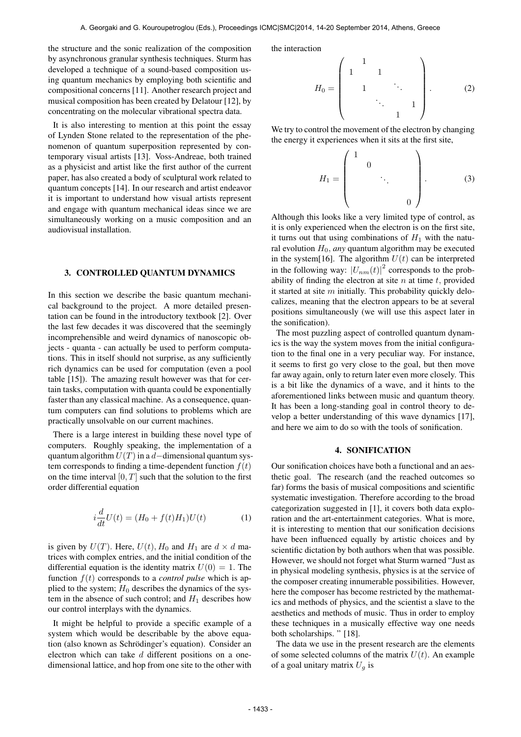the structure and the sonic realization of the composition by asynchronous granular synthesis techniques. Sturm has developed a technique of a sound-based composition using quantum mechanics by employing both scientific and compositional concerns [11]. Another research project and musical composition has been created by Delatour [12], by concentrating on the molecular vibrational spectra data.

It is also interesting to mention at this point the essay of Lynden Stone related to the representation of the phenomenon of quantum superposition represented by contemporary visual artists [13]. Voss-Andreae, both trained as a physicist and artist like the first author of the current paper, has also created a body of sculptural work related to quantum concepts [14]. In our research and artist endeavor it is important to understand how visual artists represent and engage with quantum mechanical ideas since we are simultaneously working on a music composition and an audiovisual installation.

## 3. CONTROLLED QUANTUM DYNAMICS

In this section we describe the basic quantum mechanical background to the project. A more detailed presentation can be found in the introductory textbook [2]. Over the last few decades it was discovered that the seemingly incomprehensible and weird dynamics of nanoscopic objects - quanta - can actually be used to perform computations. This in itself should not surprise, as any sufficiently rich dynamics can be used for computation (even a pool table [15]). The amazing result however was that for certain tasks, computation with quanta could be exponentially faster than any classical machine. As a consequence, quantum computers can find solutions to problems which are practically unsolvable on our current machines.

There is a large interest in building these novel type of computers. Roughly speaking, the implementation of a quantum algorithm $U(T)$ in a $d-$dimensional quantum system corresponds to finding a time-dependent function $f(t)$ on the time interval $[0, T]$ such that the solution to the first order differential equation

$$i\frac{d}{dt}U(t) = (H_0 + f(t)H_1)U(t) \tag{1}$$

is given by $U(T)$. Here, $U(t)$, $H_0$ and $H_1$ are $d \times d$ matrices with complex entries, and the initial condition of the differential equation is the identity matrix $U(0) = 1$. The function $f(t)$ corresponds to a *control pulse* which is applied to the system; $H_0$ describes the dynamics of the system in the absence of such control; and $H_1$ describes how our control interplays with the dynamics.

It might be helpful to provide a specific example of a system which would be describable by the above equation (also known as Schrödinger's equation). Consider an electron which can take $d$ different positions on a one-dimensional lattice, and hop from one site to the other with the interaction

$$H_0 = \begin{pmatrix} & 1 & & & \\ 1 & & 1 & & \\ & 1 & & \ddots & \\ & & \ddots & & 1 \\ & & & 1 & \end{pmatrix}. \tag{2}$$

We try to control the movement of the electron by changing the energy it experiences when it sits at the first site,

$$H_1 = \begin{pmatrix} 1 & & & \\ & 0 & & \\ & & \ddots & \\ & & & 0 \end{pmatrix}. \tag{3}$$

Although this looks like a very limited type of control, as it is only experienced when the electron is on the first site, it turns out that using combinations of $H_1$ with the natural evolution $H_0$, *any* quantum algorithm may be executed in the system[16]. The algorithm $U(t)$ can be interpreted in the following way: $|U_{nm}(t)|^2$ corresponds to the probability of finding the electron at site $n$ at time $t$, provided it started at site $m$ initially. This probability quickly delocalizes, meaning that the electron appears to be at several positions simultaneously (we will use this aspect later in the sonification).

The most puzzling aspect of controlled quantum dynamics is the way the system moves from the initial configuration to the final one in a very peculiar way. For instance, it seems to first go very close to the goal, but then move far away again, only to return later even more closely. This is a bit like the dynamics of a wave, and it hints to the aforementioned links between music and quantum theory. It has been a long-standing goal in control theory to develop a better understanding of this wave dynamics [17], and here we aim to do so with the tools of sonification.

## 4. SONIFICATION

Our sonification choices have both a functional and an aesthetic goal. The research (and the reached outcomes so far) forms the basis of musical compositions and scientific systematic investigation. Therefore according to the broad categorization suggested in [1], it covers both data exploration and the art-entertainment categories. What is more, it is interesting to mention that our sonification decisions have been influenced equally by artistic choices and by scientific dictation by both authors when that was possible. However, we should not forget what Sturm warned "Just as in physical modeling synthesis, physics is at the service of the composer creating innumerable possibilities. However, here the composer has become restricted by the mathematics and methods of physics, and the scientist a slave to the aesthetics and methods of music. Thus in order to employ these techniques in a musically effective way one needs both scholarships. " [18].

The data we use in the present research are the elements of some selected columns of the matrix $U(t)$. An example of a goal unitary matrix $U_g$ is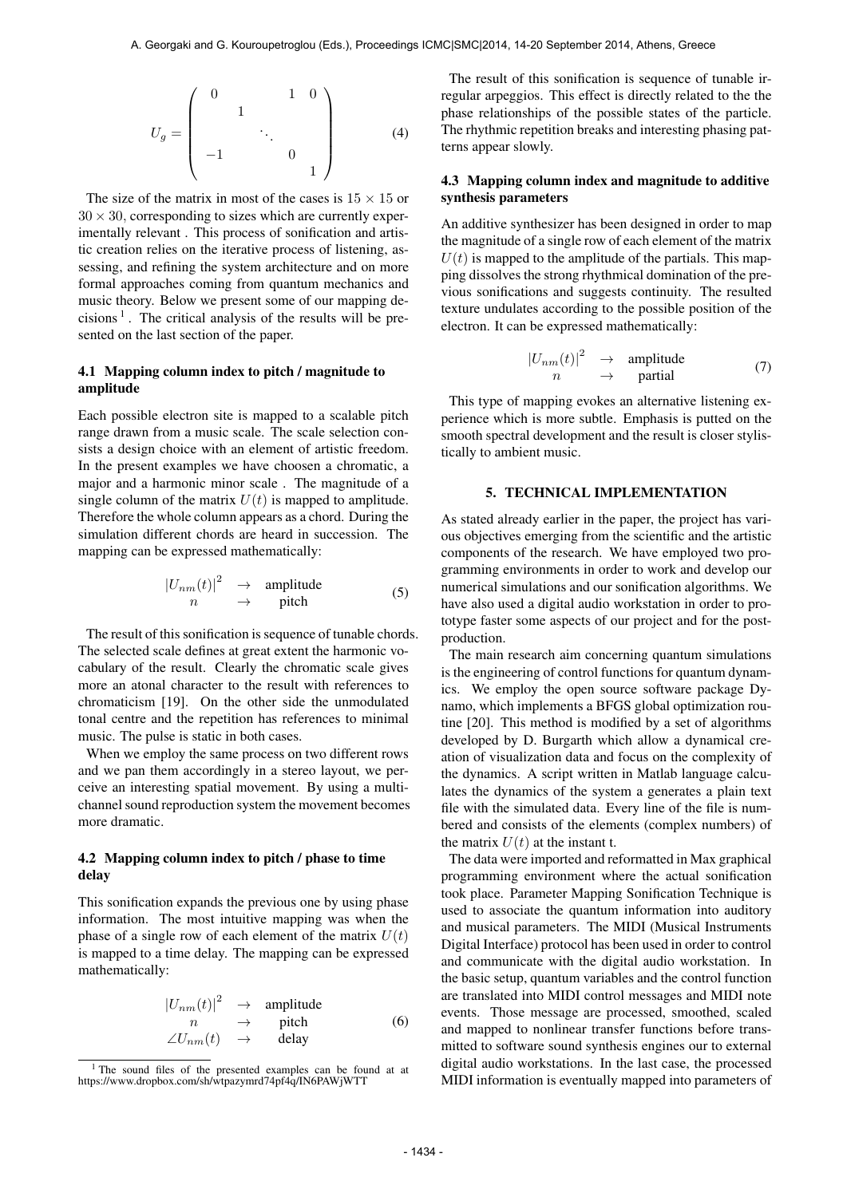$$U_g = \begin{pmatrix} 0 & & & 1 & 0 \\ & 1 & & & \\ & & \ddots & & \\ -1 & & & 0 & \\ & & & & 1 \end{pmatrix} \tag{4}$$

The size of the matrix in most of the cases is $15 \times 15$ or $30 \times 30$, corresponding to sizes which are currently experimentally relevant . This process of sonification and artistic creation relies on the iterative process of listening, assessing, and refining the system architecture and on more formal approaches coming from quantum mechanics and music theory. Below we present some of our mapping decisions [1] . The critical analysis of the results will be presented on the last section of the paper.

### 4.1 Mapping column index to pitch / magnitude to amplitude

Each possible electron site is mapped to a scalable pitch range drawn from a music scale. The scale selection consists a design choice with an element of artistic freedom. In the present examples we have choosen a chromatic, a major and a harmonic minor scale . The magnitude of a single column of the matrix $U(t)$ is mapped to amplitude. Therefore the whole column appears as a chord. During the simulation different chords are heard in succession. The mapping can be expressed mathematically:

$$\begin{array}{ccc} |U_{nm}(t)|^2 & \rightarrow & \text{amplitude} \\ n & \rightarrow & \text{pitch} \end{array} \tag{5}$$

The result of this sonification is sequence of tunable chords. The selected scale defines at great extent the harmonic vocabulary of the result. Clearly the chromatic scale gives more an atonal character to the result with references to chromaticism [19]. On the other side the unmodulated tonal centre and the repetition has references to minimal music. The pulse is static in both cases.

When we employ the same process on two different rows and we pan them accordingly in a stereo layout, we perceive an interesting spatial movement. By using a multichannel sound reproduction system the movement becomes more dramatic.

### 4.2 Mapping column index to pitch / phase to time delay

This sonification expands the previous one by using phase information. The most intuitive mapping was when the phase of a single row of each element of the matrix $U(t)$ is mapped to a time delay. The mapping can be expressed mathematically:

$$\begin{array}{ccc} |U_{nm}(t)|^2 & \rightarrow & \text{amplitude} \\ n & \rightarrow & \text{pitch} \\ \angle U_{nm}(t) & \rightarrow & \text{delay} \end{array} \tag{6}$$

The result of this sonification is sequence of tunable irregular arpeggios. This effect is directly related to the the phase relationships of the possible states of the particle. The rhythmic repetition breaks and interesting phasing patterns appear slowly.

### 4.3 Mapping column index and magnitude to additive synthesis parameters

An additive synthesizer has been designed in order to map the magnitude of a single row of each element of the matrix $U(t)$ is mapped to the amplitude of the partials. This mapping dissolves the strong rhythmical domination of the previous sonifications and suggests continuity. The resulted texture undulates according to the possible position of the electron. It can be expressed mathematically:

$$\begin{array}{ccc} |U_{nm}(t)|^2 & \rightarrow & \text{amplitude} \\ n & \rightarrow & \text{partial} \end{array} \tag{7}$$

This type of mapping evokes an alternative listening experience which is more subtle. Emphasis is putted on the smooth spectral development and the result is closer stylistically to ambient music.

## 5. TECHNICAL IMPLEMENTATION

As stated already earlier in the paper, the project has various objectives emerging from the scientific and the artistic components of the research. We have employed two programming environments in order to work and develop our numerical simulations and our sonification algorithms. We have also used a digital audio workstation in order to prototype faster some aspects of our project and for the post-production.

The main research aim concerning quantum simulations is the engineering of control functions for quantum dynamics. We employ the open source software package Dynamo, which implements a BFGS global optimization routine [20]. This method is modified by a set of algorithms developed by D. Burgarth which allow a dynamical creation of visualization data and focus on the complexity of the dynamics. A script written in Matlab language calculates the dynamics of the system a generates a plain text file with the simulated data. Every line of the file is numbered and consists of the elements (complex numbers) of the matrix $U(t)$ at the instant t.

The data were imported and reformatted in Max graphical programming environment where the actual sonification took place. Parameter Mapping Sonification Technique is used to associate the quantum information into auditory and musical parameters. The MIDI (Musical Instruments Digital Interface) protocol has been used in order to control and communicate with the digital audio workstation. In the basic setup, quantum variables and the control function are translated into MIDI control messages and MIDI note events. Those message are processed, smoothed, scaled and mapped to nonlinear transfer functions before transmitted to software sound synthesis engines our to external digital audio workstations. In the last case, the processed MIDI information is eventually mapped into parameters of

[1] The sound files of the presented examples can be found at at https://www.dropbox.com/sh/wtpazymrd74pf4q/IN6PAWjWTT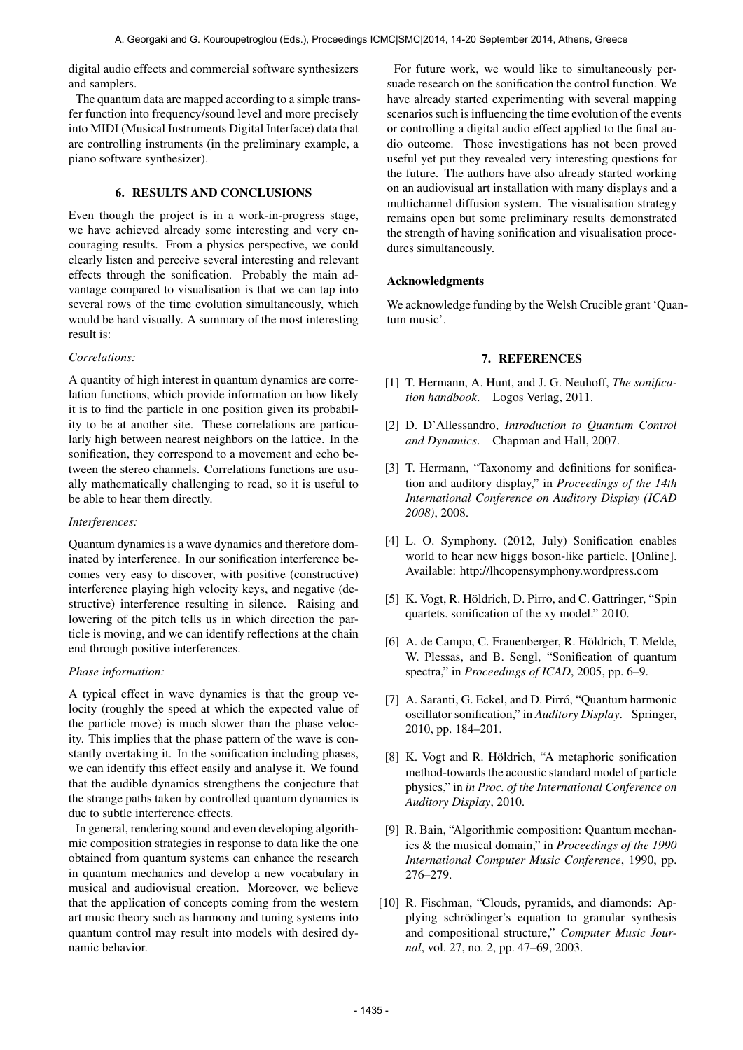digital audio effects and commercial software synthesizers and samplers.

The quantum data are mapped according to a simple transfer function into frequency/sound level and more precisely into MIDI (Musical Instruments Digital Interface) data that are controlling instruments (in the preliminary example, a piano software synthesizer).

## 6. RESULTS AND CONCLUSIONS

Even though the project is in a work-in-progress stage, we have achieved already some interesting and very encouraging results. From a physics perspective, we could clearly listen and perceive several interesting and relevant effects through the sonification. Probably the main advantage compared to visualisation is that we can tap into several rows of the time evolution simultaneously, which would be hard visually. A summary of the most interesting result is:

*Correlations:*

A quantity of high interest in quantum dynamics are correlation functions, which provide information on how likely it is to find the particle in one position given its probability to be at another site. These correlations are particularly high between nearest neighbors on the lattice. In the sonification, they correspond to a movement and echo between the stereo channels. Correlations functions are usually mathematically challenging to read, so it is useful to be able to hear them directly.

*Interferences:*

Quantum dynamics is a wave dynamics and therefore dominated by interference. In our sonification interference becomes very easy to discover, with positive (constructive) interference playing high velocity keys, and negative (destructive) interference resulting in silence. Raising and lowering of the pitch tells us in which direction the particle is moving, and we can identify reflections at the chain end through positive interferences.

*Phase information:*

A typical effect in wave dynamics is that the group velocity (roughly the speed at which the expected value of the particle move) is much slower than the phase velocity. This implies that the phase pattern of the wave is constantly overtaking it. In the sonification including phases, we can identify this effect easily and analyse it. We found that the audible dynamics strengthens the conjecture that the strange paths taken by controlled quantum dynamics is due to subtle interference effects.

In general, rendering sound and even developing algorithmic composition strategies in response to data like the one obtained from quantum systems can enhance the research in quantum mechanics and develop a new vocabulary in musical and audiovisual creation. Moreover, we believe that the application of concepts coming from the western art music theory such as harmony and tuning systems into quantum control may result into models with desired dynamic behavior.

For future work, we would like to simultaneously persuade research on the sonification the control function. We have already started experimenting with several mapping scenarios such is influencing the time evolution of the events or controlling a digital audio effect applied to the final audio outcome. Those investigations has not been proved useful yet put they revealed very interesting questions for the future. The authors have also already started working on an audiovisual art installation with many displays and a multichannel diffusion system. The visualisation strategy remains open but some preliminary results demonstrated the strength of having sonification and visualisation procedures simultaneously.

### Acknowledgments

We acknowledge funding by the Welsh Crucible grant 'Quantum music'.

## 7. REFERENCES

[1] T. Hermann, A. Hunt, and J. G. Neuhoff, *The sonification handbook*. Logos Verlag, 2011.

[2] D. D'Allessandro, *Introduction to Quantum Control and Dynamics*. Chapman and Hall, 2007.

[3] T. Hermann, "Taxonomy and definitions for sonification and auditory display," in *Proceedings of the 14th International Conference on Auditory Display (ICAD 2008)*, 2008.

[4] L. O. Symphony. (2012, July) Sonification enables world to hear new higgs boson-like particle. [Online]. Available: http://lhcopensymphony.wordpress.com

[5] K. Vogt, R. Höldrich, D. Pirro, and C. Gattringer, "Spin quartets. sonification of the xy model." 2010.

[6] A. de Campo, C. Frauenberger, R. Höldrich, T. Melde, W. Plessas, and B. Sengl, "Sonification of quantum spectra," in *Proceedings of ICAD*, 2005, pp. 6–9.

[7] A. Saranti, G. Eckel, and D. Pirró, "Quantum harmonic oscillator sonification," in *Auditory Display*. Springer, 2010, pp. 184–201.

[8] K. Vogt and R. Höldrich, "A metaphoric sonification method-towards the acoustic standard model of particle physics," in *in Proc. of the International Conference on Auditory Display*, 2010.

[9] R. Bain, "Algorithmic composition: Quantum mechanics & the musical domain," in *Proceedings of the 1990 International Computer Music Conference*, 1990, pp. 276–279.

[10] R. Fischman, "Clouds, pyramids, and diamonds: Applying schrödinger's equation to granular synthesis and compositional structure," *Computer Music Journal*, vol. 27, no. 2, pp. 47–69, 2003.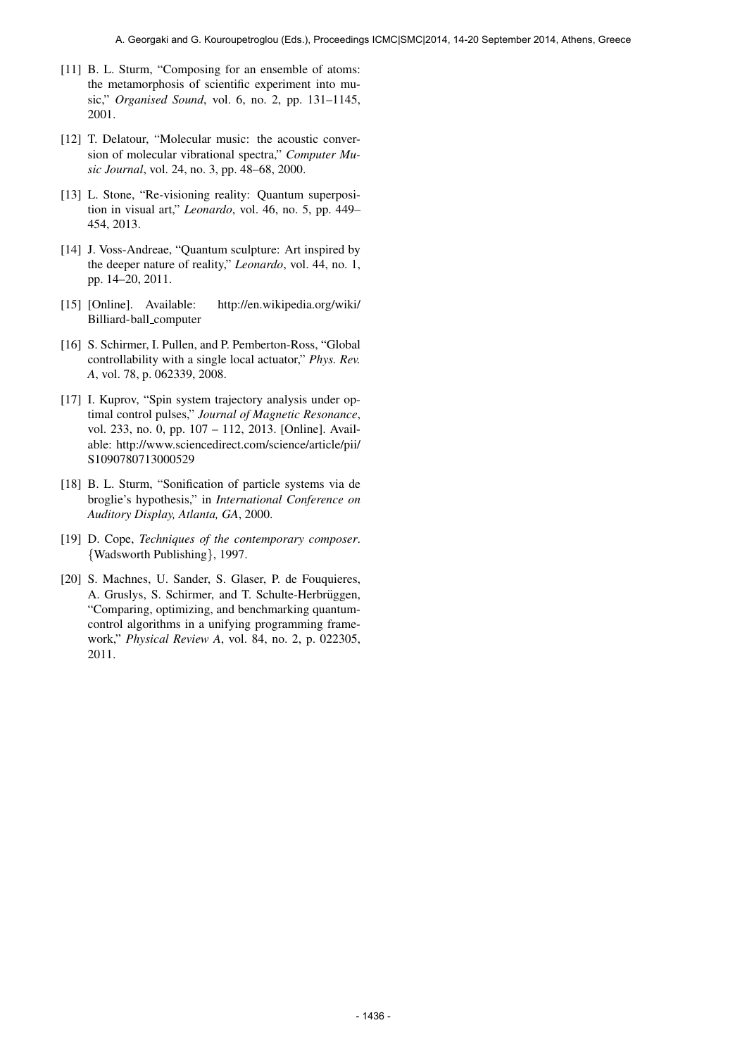[11] B. L. Sturm, "Composing for an ensemble of atoms: the metamorphosis of scientific experiment into music," *Organised Sound*, vol. 6, no. 2, pp. 131–1145, 2001.

[12] T. Delatour, "Molecular music: the acoustic conversion of molecular vibrational spectra," *Computer Music Journal*, vol. 24, no. 3, pp. 48–68, 2000.

[13] L. Stone, "Re-visioning reality: Quantum superposition in visual art," *Leonardo*, vol. 46, no. 5, pp. 449–454, 2013.

[14] J. Voss-Andreae, "Quantum sculpture: Art inspired by the deeper nature of reality," *Leonardo*, vol. 44, no. 1, pp. 14–20, 2011.

[15] [Online]. Available: http://en.wikipedia.org/wiki/Billiard-ball_computer

[16] S. Schirmer, I. Pullen, and P. Pemberton-Ross, "Global controllability with a single local actuator," *Phys. Rev. A*, vol. 78, p. 062339, 2008.

[17] I. Kuprov, "Spin system trajectory analysis under optimal control pulses," *Journal of Magnetic Resonance*, vol. 233, no. 0, pp. 107 – 112, 2013. [Online]. Available: http://www.sciencedirect.com/science/article/pii/S1090780713000529

[18] B. L. Sturm, "Sonification of particle systems via de broglie's hypothesis," in *International Conference on Auditory Display, Atlanta, GA*, 2000.

[19] D. Cope, *Techniques of the contemporary composer*. {Wadsworth Publishing}, 1997.

[20] S. Machnes, U. Sander, S. Glaser, P. de Fouquieres, A. Gruslys, S. Schirmer, and T. Schulte-Herbrüggen, "Comparing, optimizing, and benchmarking quantum-control algorithms in a unifying programming framework," *Physical Review A*, vol. 84, no. 2, p. 022305, 2011.